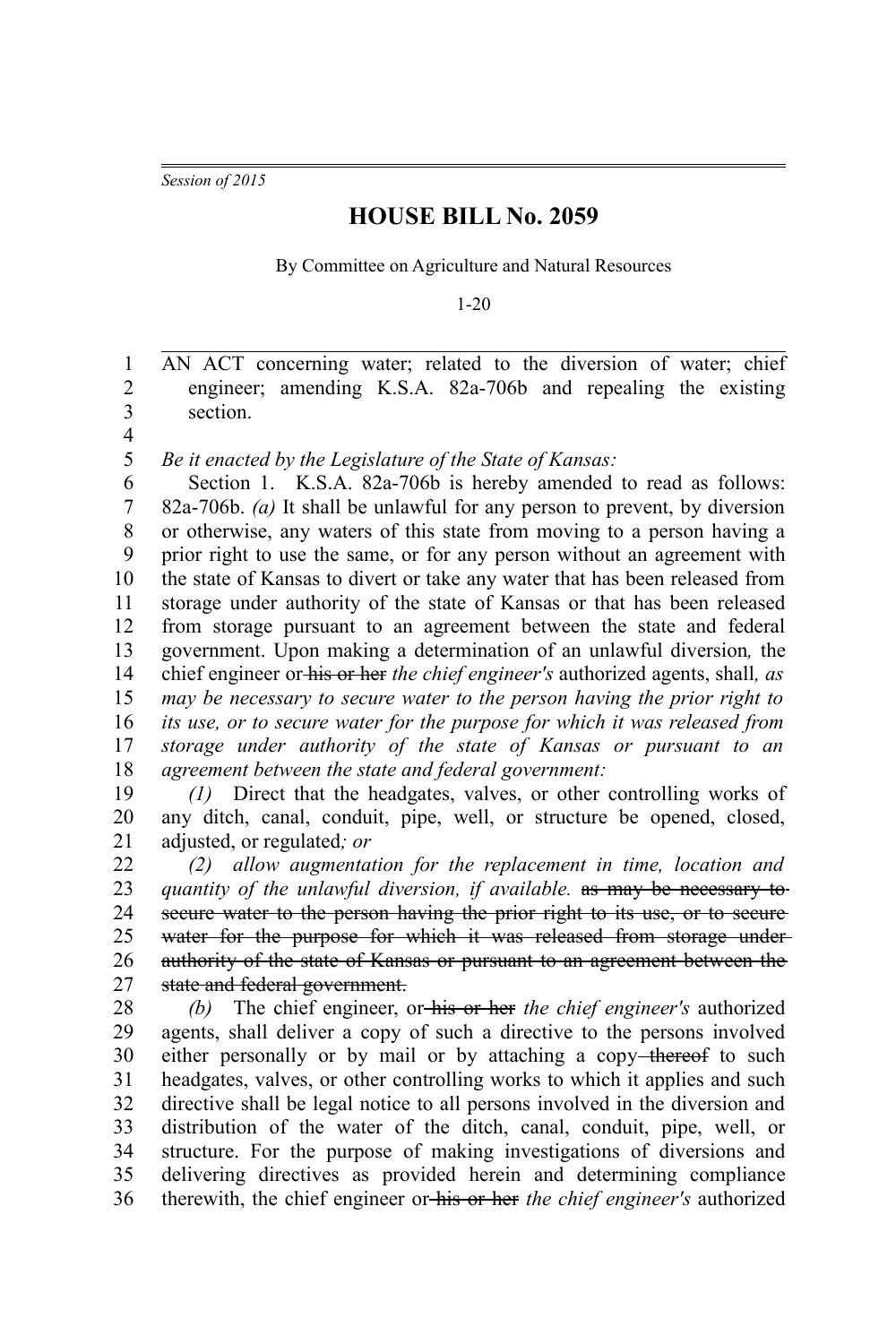*Session of 2015*

# HOUSE BILL No. 2059

By Committee on Agriculture and Natural Resources

1-20

AN ACT concerning water; related to the diversion of water; chief engineer; amending K.S.A. 82a-706b and repealing the existing section.

*Be it enacted by the Legislature of the State of Kansas:*

Section 1. K.S.A. 82a-706b is hereby amended to read as follows: 82a-706b. *(a)* It shall be unlawful for any person to prevent, by diversion or otherwise, any waters of this state from moving to a person having a prior right to use the same, or for any person without an agreement with the state of Kansas to divert or take any water that has been released from storage under authority of the state of Kansas or that has been released from storage pursuant to an agreement between the state and federal government. Upon making a determination of an unlawful diversion*,* the chief engineer or ~~his or her~~ *the chief engineer's* authorized agents, shall*, as may be necessary to secure water to the person having the prior right to its use, or to secure water for the purpose for which it was released from storage under authority of the state of Kansas or pursuant to an agreement between the state and federal government:*

*(1)* Direct that the headgates, valves, or other controlling works of any ditch, canal, conduit, pipe, well, or structure be opened, closed, adjusted, or regulated*; or*

*(2) allow augmentation for the replacement in time, location and quantity of the unlawful diversion, if available.* ~~as may be necessary to secure water to the person having the prior right to its use, or to secure water for the purpose for which it was released from storage under authority of the state of Kansas or pursuant to an agreement between the state and federal government.~~

*(b)* The chief engineer, or ~~his or her~~ *the chief engineer's* authorized agents, shall deliver a copy of such a directive to the persons involved either personally or by mail or by attaching a copy ~~thereof~~ to such headgates, valves, or other controlling works to which it applies and such directive shall be legal notice to all persons involved in the diversion and distribution of the water of the ditch, canal, conduit, pipe, well, or structure. For the purpose of making investigations of diversions and delivering directives as provided herein and determining compliance therewith, the chief engineer or ~~his or her~~ *the chief engineer's* authorized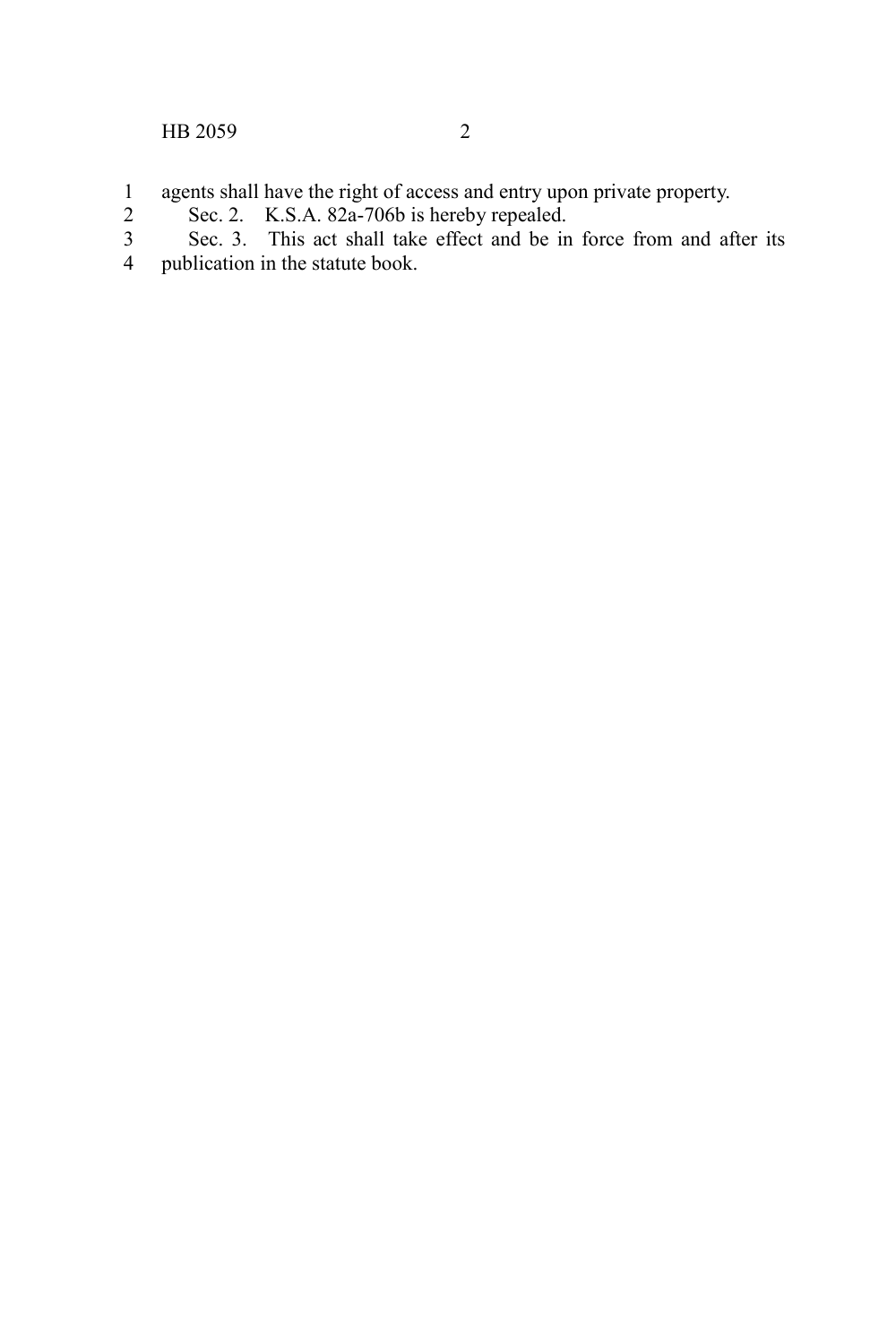agents shall have the right of access and entry upon private property.

Sec. 2. K.S.A. 82a-706b is hereby repealed.

Sec. 3. This act shall take effect and be in force from and after its publication in the statute book.